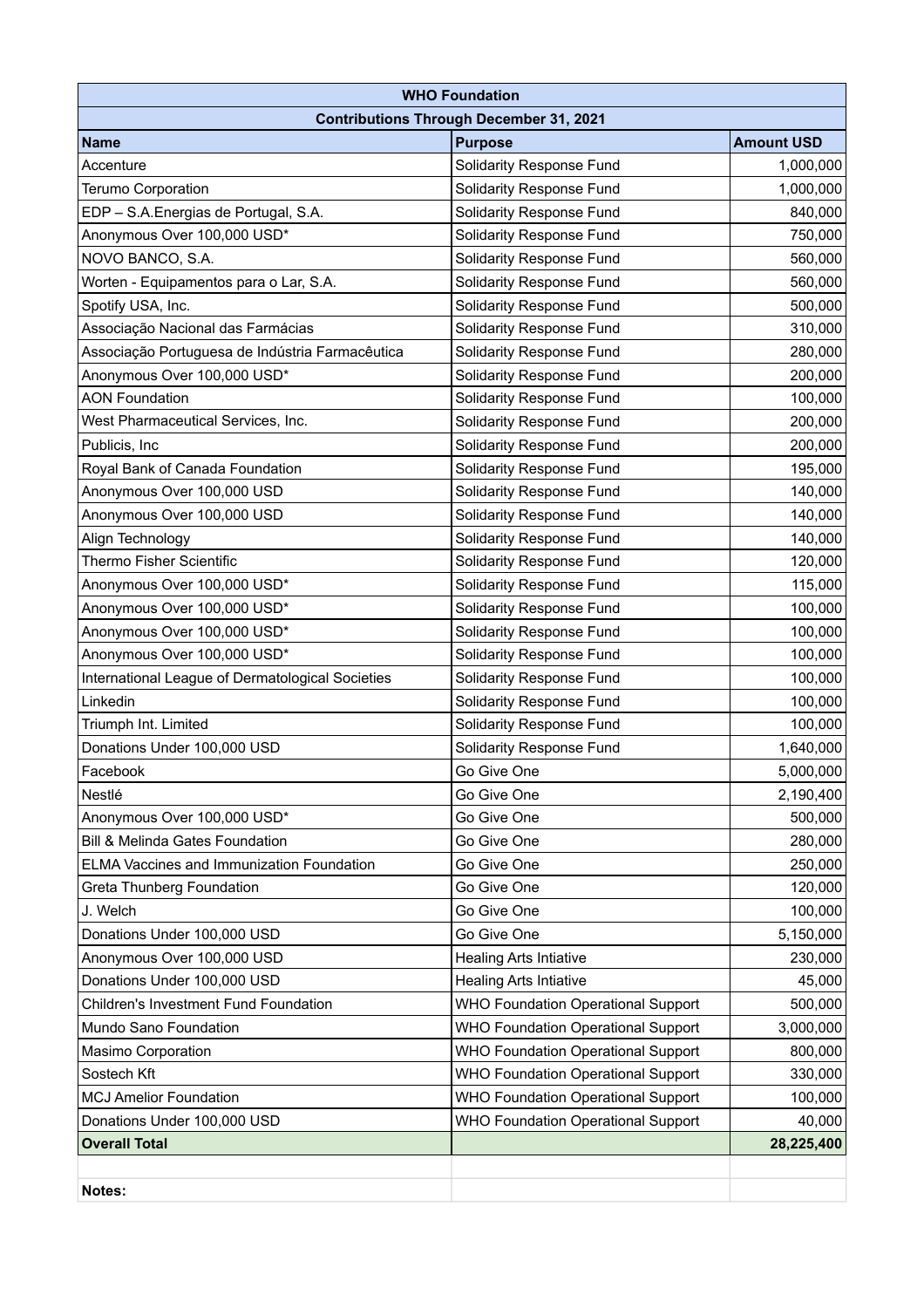| WHO Foundation | | |
|---|---|---|
| Contributions Through December 31, 2021 | | |
| **Name** | **Purpose** | **Amount USD** |
| Accenture | Solidarity Response Fund | 1,000,000 |
| Terumo Corporation | Solidarity Response Fund | 1,000,000 |
| EDP – S.A.Energias de Portugal, S.A. | Solidarity Response Fund | 840,000 |
| Anonymous Over 100,000 USD* | Solidarity Response Fund | 750,000 |
| NOVO BANCO, S.A. | Solidarity Response Fund | 560,000 |
| Worten - Equipamentos para o Lar, S.A. | Solidarity Response Fund | 560,000 |
| Spotify USA, Inc. | Solidarity Response Fund | 500,000 |
| Associação Nacional das Farmácias | Solidarity Response Fund | 310,000 |
| Associação Portuguesa de Indústria Farmacêutica | Solidarity Response Fund | 280,000 |
| Anonymous Over 100,000 USD* | Solidarity Response Fund | 200,000 |
| AON Foundation | Solidarity Response Fund | 100,000 |
| West Pharmaceutical Services, Inc. | Solidarity Response Fund | 200,000 |
| Publicis, Inc | Solidarity Response Fund | 200,000 |
| Royal Bank of Canada Foundation | Solidarity Response Fund | 195,000 |
| Anonymous Over 100,000 USD | Solidarity Response Fund | 140,000 |
| Anonymous Over 100,000 USD | Solidarity Response Fund | 140,000 |
| Align Technology | Solidarity Response Fund | 140,000 |
| Thermo Fisher Scientific | Solidarity Response Fund | 120,000 |
| Anonymous Over 100,000 USD* | Solidarity Response Fund | 115,000 |
| Anonymous Over 100,000 USD* | Solidarity Response Fund | 100,000 |
| Anonymous Over 100,000 USD* | Solidarity Response Fund | 100,000 |
| Anonymous Over 100,000 USD* | Solidarity Response Fund | 100,000 |
| International League of Dermatological Societies | Solidarity Response Fund | 100,000 |
| Linkedin | Solidarity Response Fund | 100,000 |
| Triumph Int. Limited | Solidarity Response Fund | 100,000 |
| Donations Under 100,000 USD | Solidarity Response Fund | 1,640,000 |
| Facebook | Go Give One | 5,000,000 |
| Nestlé | Go Give One | 2,190,400 |
| Anonymous Over 100,000 USD* | Go Give One | 500,000 |
| Bill & Melinda Gates Foundation | Go Give One | 280,000 |
| ELMA Vaccines and Immunization Foundation | Go Give One | 250,000 |
| Greta Thunberg Foundation | Go Give One | 120,000 |
| J. Welch | Go Give One | 100,000 |
| Donations Under 100,000 USD | Go Give One | 5,150,000 |
| Anonymous Over 100,000 USD | Healing Arts Intiative | 230,000 |
| Donations Under 100,000 USD | Healing Arts Intiative | 45,000 |
| Children's Investment Fund Foundation | WHO Foundation Operational Support | 500,000 |
| Mundo Sano Foundation | WHO Foundation Operational Support | 3,000,000 |
| Masimo Corporation | WHO Foundation Operational Support | 800,000 |
| Sostech Kft | WHO Foundation Operational Support | 330,000 |
| MCJ Amelior Foundation | WHO Foundation Operational Support | 100,000 |
| Donations Under 100,000 USD | WHO Foundation Operational Support | 40,000 |
| **Overall Total** | | **28,225,400** |
| | | |
| **Notes:** | | |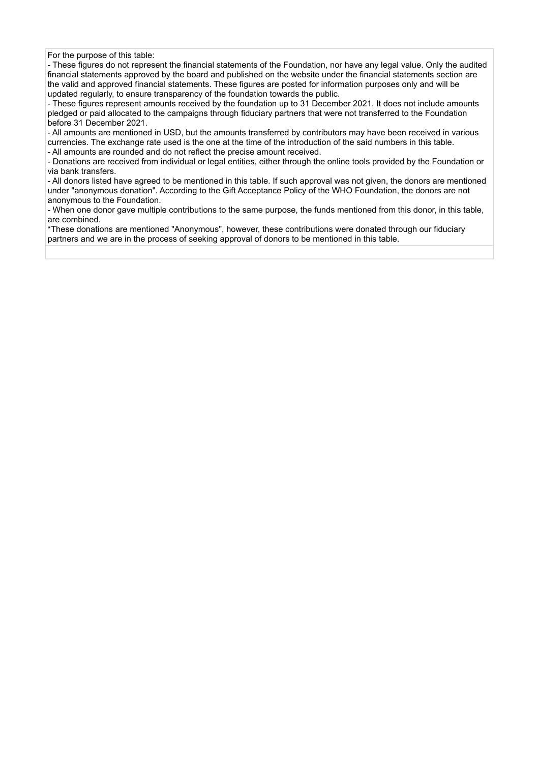For the purpose of this table:

- These figures do not represent the financial statements of the Foundation, nor have any legal value. Only the audited financial statements approved by the board and published on the website under the financial statements section are the valid and approved financial statements. These figures are posted for information purposes only and will be updated regularly, to ensure transparency of the foundation towards the public.
- These figures represent amounts received by the foundation up to 31 December 2021. It does not include amounts pledged or paid allocated to the campaigns through fiduciary partners that were not transferred to the Foundation before 31 December 2021.
- All amounts are mentioned in USD, but the amounts transferred by contributors may have been received in various currencies. The exchange rate used is the one at the time of the introduction of the said numbers in this table.
- All amounts are rounded and do not reflect the precise amount received.
- Donations are received from individual or legal entities, either through the online tools provided by the Foundation or via bank transfers.
- All donors listed have agreed to be mentioned in this table. If such approval was not given, the donors are mentioned under "anonymous donation". According to the Gift Acceptance Policy of the WHO Foundation, the donors are not anonymous to the Foundation.
- When one donor gave multiple contributions to the same purpose, the funds mentioned from this donor, in this table, are combined.

*These donations are mentioned "Anonymous", however, these contributions were donated through our fiduciary partners and we are in the process of seeking approval of donors to be mentioned in this table.